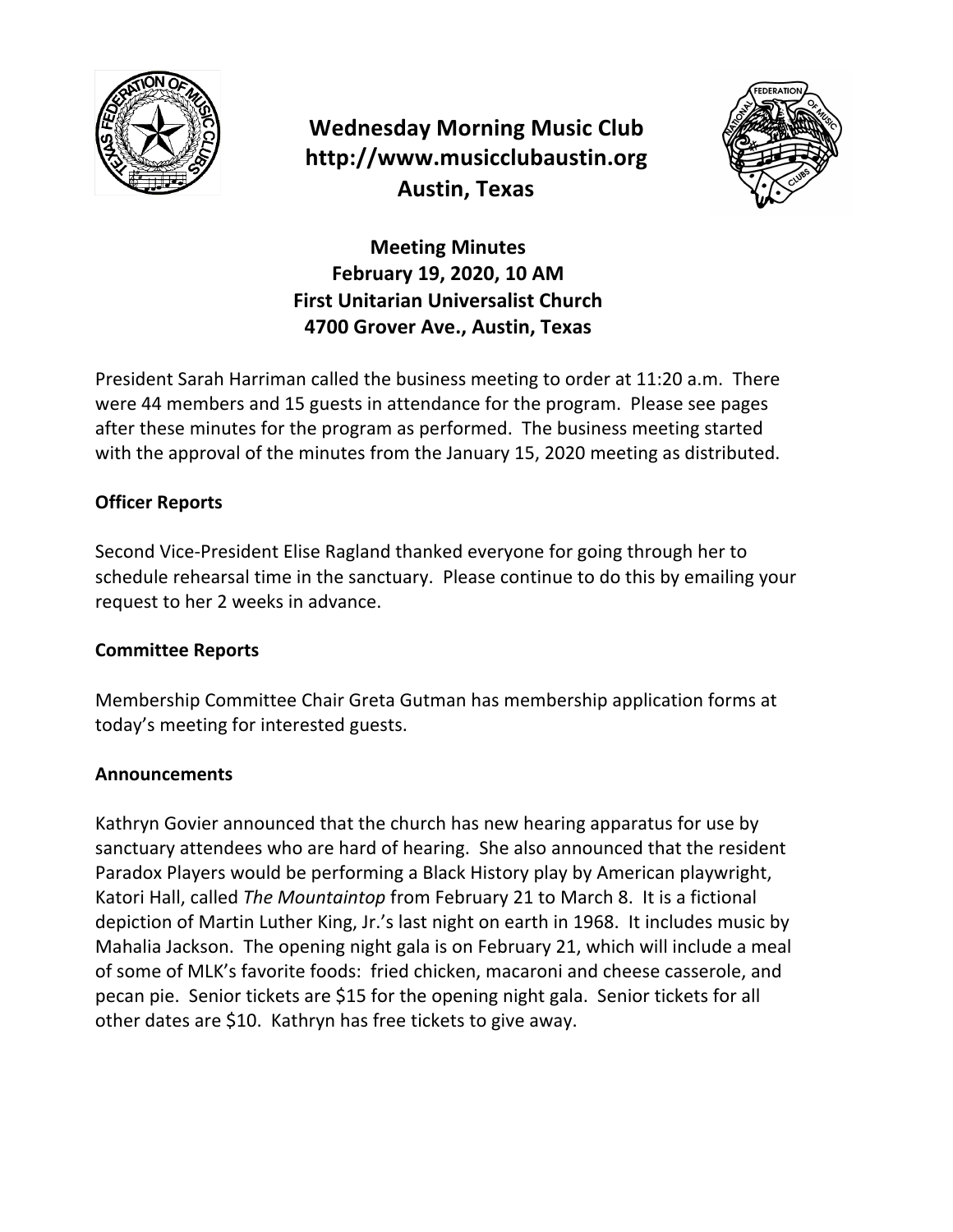# Wednesday Morning Music Club
# http://www.musicclubaustin.org
# Austin, Texas

## Meeting Minutes
## February 19, 2020, 10 AM
## First Unitarian Universalist Church
## 4700 Grover Ave., Austin, Texas

President Sarah Harriman called the business meeting to order at 11:20 a.m. There were 44 members and 15 guests in attendance for the program. Please see pages after these minutes for the program as performed. The business meeting started with the approval of the minutes from the January 15, 2020 meeting as distributed.

### Officer Reports

Second Vice-President Elise Ragland thanked everyone for going through her to schedule rehearsal time in the sanctuary. Please continue to do this by emailing your request to her 2 weeks in advance.

### Committee Reports

Membership Committee Chair Greta Gutman has membership application forms at today's meeting for interested guests.

### Announcements

Kathryn Govier announced that the church has new hearing apparatus for use by sanctuary attendees who are hard of hearing. She also announced that the resident Paradox Players would be performing a Black History play by American playwright, Katori Hall, called *The Mountaintop* from February 21 to March 8. It is a fictional depiction of Martin Luther King, Jr.'s last night on earth in 1968. It includes music by Mahalia Jackson. The opening night gala is on February 21, which will include a meal of some of MLK's favorite foods: fried chicken, macaroni and cheese casserole, and pecan pie. Senior tickets are $15 for the opening night gala. Senior tickets for all other dates are $10. Kathryn has free tickets to give away.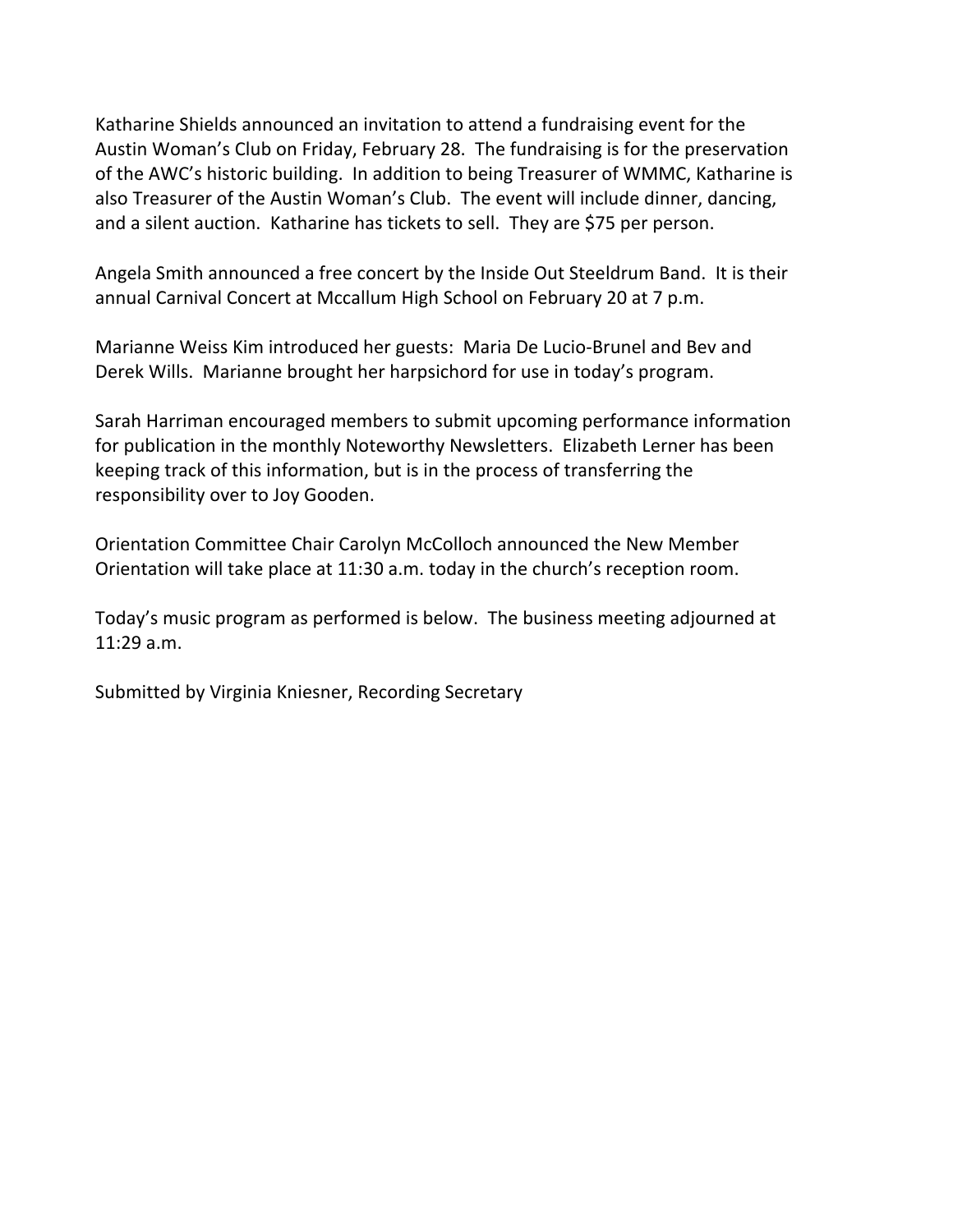Katharine Shields announced an invitation to attend a fundraising event for the Austin Woman's Club on Friday, February 28. The fundraising is for the preservation of the AWC's historic building. In addition to being Treasurer of WMMC, Katharine is also Treasurer of the Austin Woman's Club. The event will include dinner, dancing, and a silent auction. Katharine has tickets to sell. They are $75 per person.

Angela Smith announced a free concert by the Inside Out Steeldrum Band. It is their annual Carnival Concert at Mccallum High School on February 20 at 7 p.m.

Marianne Weiss Kim introduced her guests: Maria De Lucio-Brunel and Bev and Derek Wills. Marianne brought her harpsichord for use in today's program.

Sarah Harriman encouraged members to submit upcoming performance information for publication in the monthly Noteworthy Newsletters. Elizabeth Lerner has been keeping track of this information, but is in the process of transferring the responsibility over to Joy Gooden.

Orientation Committee Chair Carolyn McColloch announced the New Member Orientation will take place at 11:30 a.m. today in the church's reception room.

Today's music program as performed is below. The business meeting adjourned at 11:29 a.m.

Submitted by Virginia Kniesner, Recording Secretary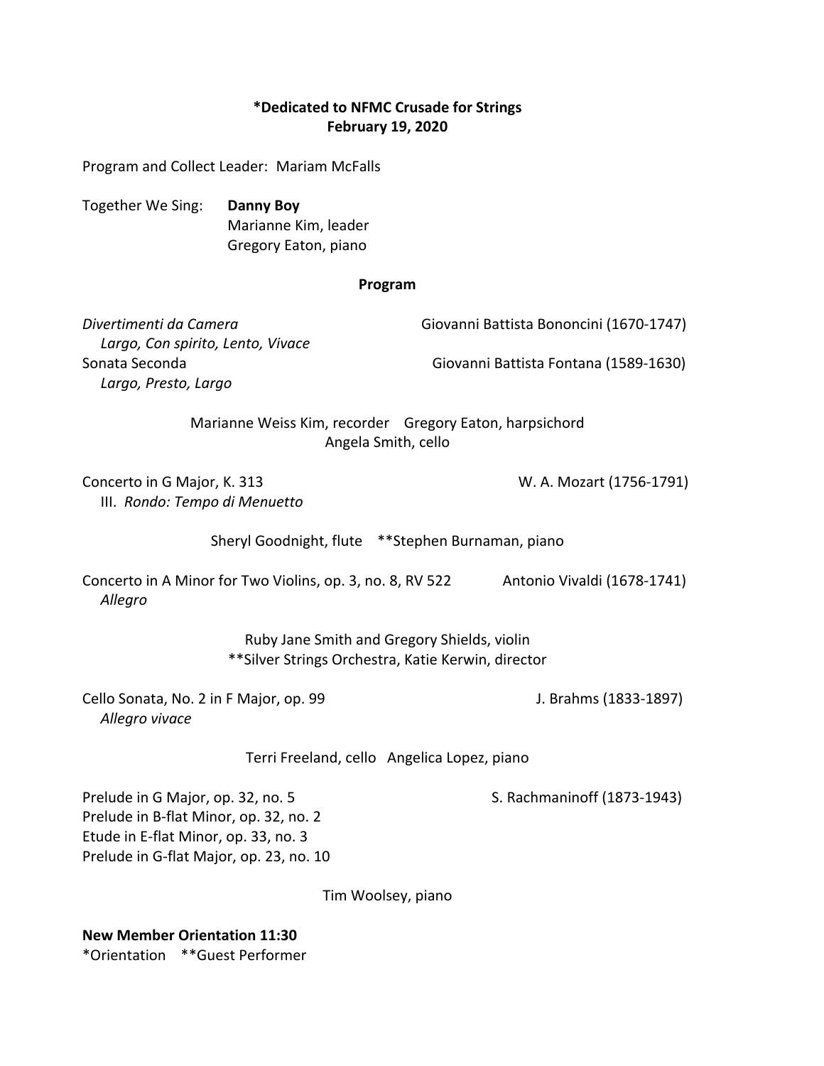**\*Dedicated to NFMC Crusade for Strings**
**February 19, 2020**

Program and Collect Leader: Mariam McFalls

Together We Sing: **Danny Boy**
Marianne Kim, leader
Gregory Eaton, piano

**Program**

*Divertimenti da Camera* — Giovanni Battista Bononcini (1670-1747)
*Largo, Con spirito, Lento, Vivace*

Sonata Seconda — Giovanni Battista Fontana (1589-1630)
*Largo, Presto, Largo*

Marianne Weiss Kim, recorder  Gregory Eaton, harpsichord
Angela Smith, cello

Concerto in G Major, K. 313 — W. A. Mozart (1756-1791)
III. *Rondo: Tempo di Menuetto*

Sheryl Goodnight, flute  **Stephen Burnaman, piano

Concerto in A Minor for Two Violins, op. 3, no. 8, RV 522 — Antonio Vivaldi (1678-1741)
*Allegro*

Ruby Jane Smith and Gregory Shields, violin
**Silver Strings Orchestra, Katie Kerwin, director

Cello Sonata, No. 2 in F Major, op. 99 — J. Brahms (1833-1897)
*Allegro vivace*

Terri Freeland, cello  Angelica Lopez, piano

Prelude in G Major, op. 32, no. 5 — S. Rachmaninoff (1873-1943)
Prelude in B-flat Minor, op. 32, no. 2
Etude in E-flat Minor, op. 33, no. 3
Prelude in G-flat Major, op. 23, no. 10

Tim Woolsey, piano

**New Member Orientation 11:30**

*Orientation  **Guest Performer